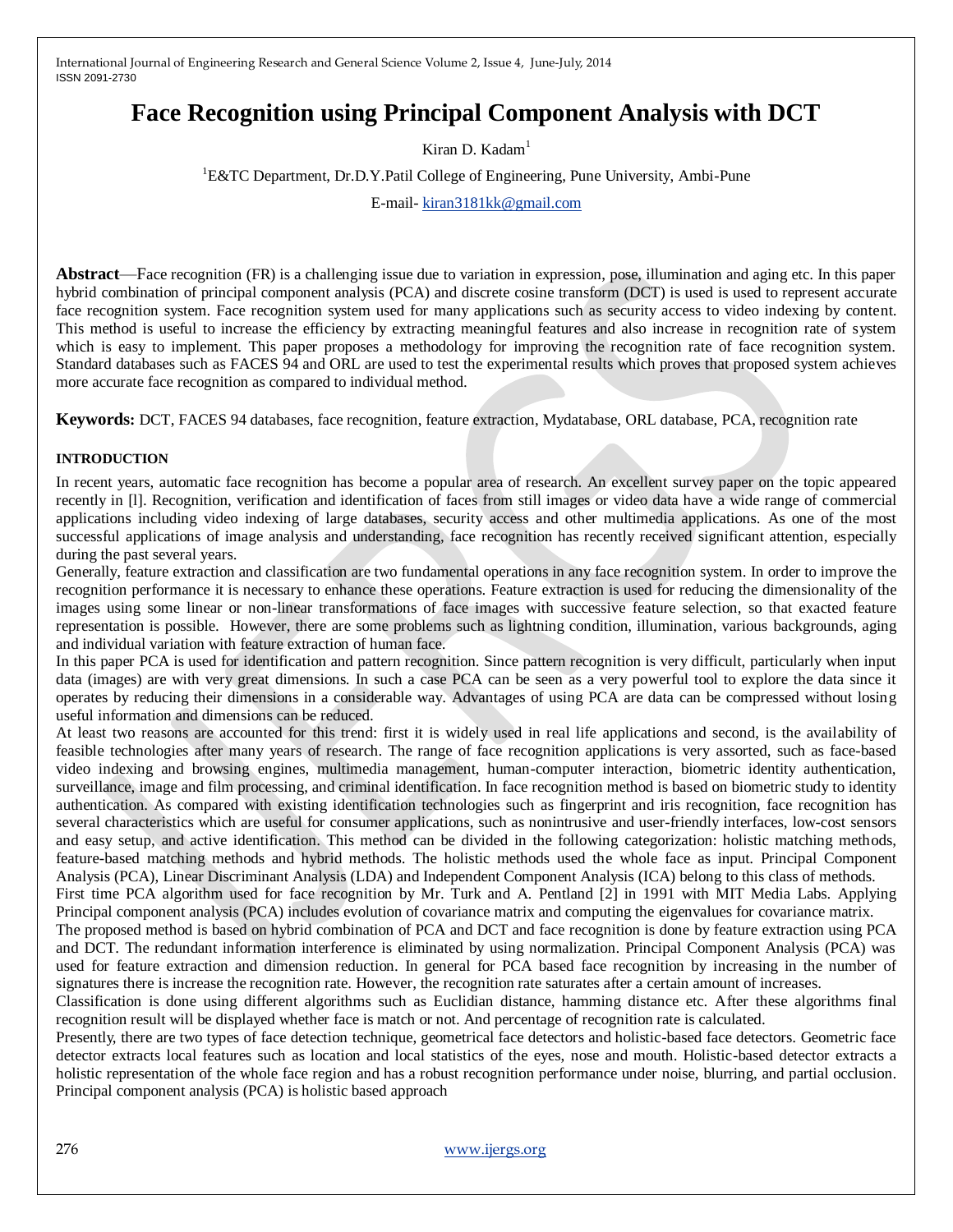# Face Recognition using Principal Component Analysis with DCT

Kiran D. Kadam[1]

[1]E&TC Department, Dr.D.Y.Patil College of Engineering, Pune University, Ambi-Pune

E-mail- kiran3181kk@gmail.com

**Abstract**—Face recognition (FR) is a challenging issue due to variation in expression, pose, illumination and aging etc. In this paper hybrid combination of principal component analysis (PCA) and discrete cosine transform (DCT) is used is used to represent accurate face recognition system. Face recognition system used for many applications such as security access to video indexing by content. This method is useful to increase the efficiency by extracting meaningful features and also increase in recognition rate of system which is easy to implement. This paper proposes a methodology for improving the recognition rate of face recognition system. Standard databases such as FACES 94 and ORL are used to test the experimental results which proves that proposed system achieves more accurate face recognition as compared to individual method.

**Keywords:** DCT, FACES 94 databases, face recognition, feature extraction, Mydatabase, ORL database, PCA, recognition rate

## INTRODUCTION

In recent years, automatic face recognition has become a popular area of research. An excellent survey paper on the topic appeared recently in [l]. Recognition, verification and identification of faces from still images or video data have a wide range of commercial applications including video indexing of large databases, security access and other multimedia applications. As one of the most successful applications of image analysis and understanding, face recognition has recently received significant attention, especially during the past several years.

Generally, feature extraction and classification are two fundamental operations in any face recognition system. In order to improve the recognition performance it is necessary to enhance these operations. Feature extraction is used for reducing the dimensionality of the images using some linear or non-linear transformations of face images with successive feature selection, so that exacted feature representation is possible. However, there are some problems such as lightning condition, illumination, various backgrounds, aging and individual variation with feature extraction of human face.

In this paper PCA is used for identification and pattern recognition. Since pattern recognition is very difficult, particularly when input data (images) are with very great dimensions. In such a case PCA can be seen as a very powerful tool to explore the data since it operates by reducing their dimensions in a considerable way. Advantages of using PCA are data can be compressed without losing useful information and dimensions can be reduced.

At least two reasons are accounted for this trend: first it is widely used in real life applications and second, is the availability of feasible technologies after many years of research. The range of face recognition applications is very assorted, such as face-based video indexing and browsing engines, multimedia management, human-computer interaction, biometric identity authentication, surveillance, image and film processing, and criminal identification. In face recognition method is based on biometric study to identity authentication. As compared with existing identification technologies such as fingerprint and iris recognition, face recognition has several characteristics which are useful for consumer applications, such as nonintrusive and user-friendly interfaces, low-cost sensors and easy setup, and active identification. This method can be divided in the following categorization: holistic matching methods, feature-based matching methods and hybrid methods. The holistic methods used the whole face as input. Principal Component Analysis (PCA), Linear Discriminant Analysis (LDA) and Independent Component Analysis (ICA) belong to this class of methods.

First time PCA algorithm used for face recognition by Mr. Turk and A. Pentland [2] in 1991 with MIT Media Labs. Applying Principal component analysis (PCA) includes evolution of covariance matrix and computing the eigenvalues for covariance matrix.

The proposed method is based on hybrid combination of PCA and DCT and face recognition is done by feature extraction using PCA and DCT. The redundant information interference is eliminated by using normalization. Principal Component Analysis (PCA) was used for feature extraction and dimension reduction. In general for PCA based face recognition by increasing in the number of signatures there is increase the recognition rate. However, the recognition rate saturates after a certain amount of increases.

Classification is done using different algorithms such as Euclidian distance, hamming distance etc. After these algorithms final recognition result will be displayed whether face is match or not. And percentage of recognition rate is calculated.

Presently, there are two types of face detection technique, geometrical face detectors and holistic-based face detectors. Geometric face detector extracts local features such as location and local statistics of the eyes, nose and mouth. Holistic-based detector extracts a holistic representation of the whole face region and has a robust recognition performance under noise, blurring, and partial occlusion. Principal component analysis (PCA) is holistic based approach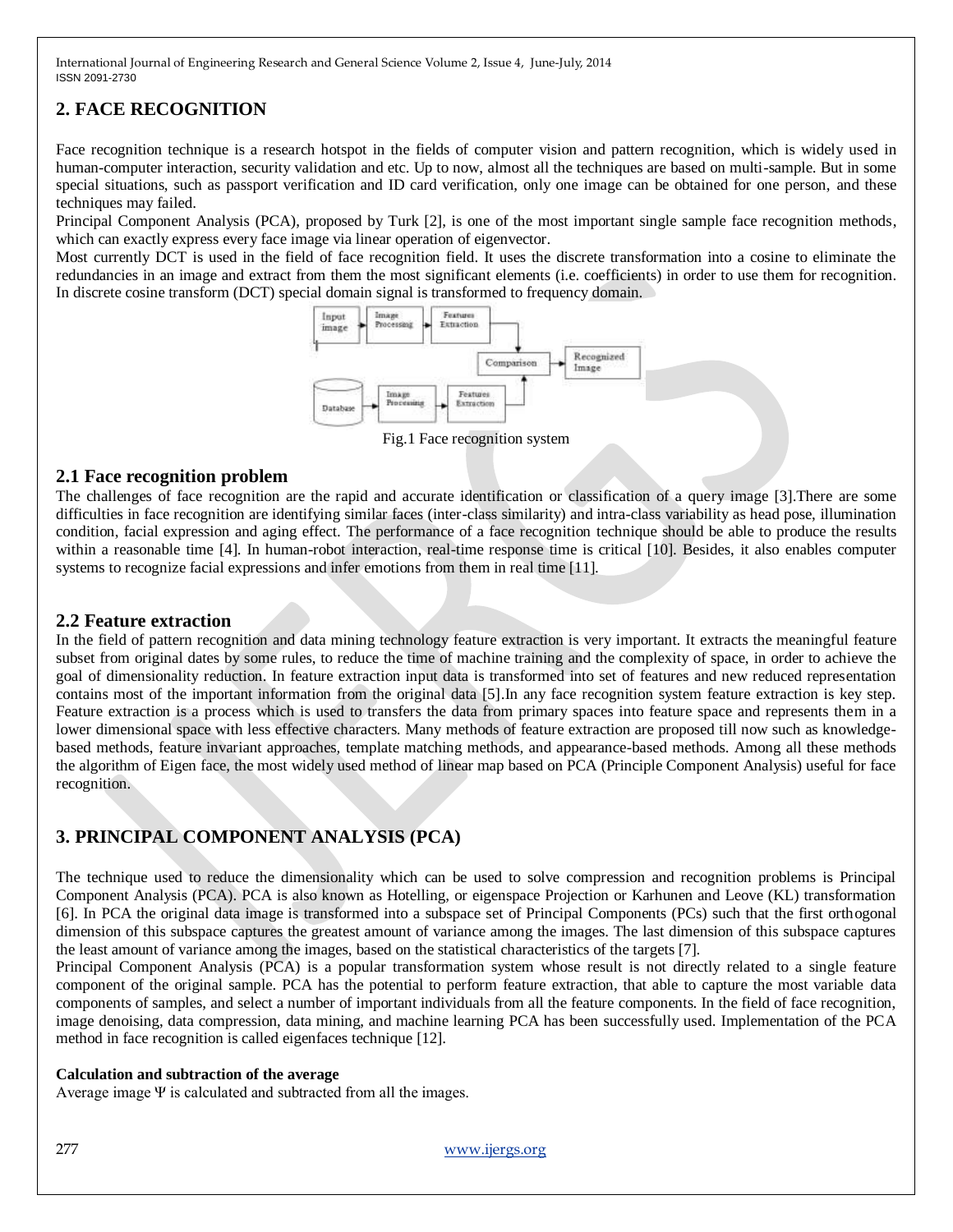## 2. FACE RECOGNITION

Face recognition technique is a research hotspot in the fields of computer vision and pattern recognition, which is widely used in human-computer interaction, security validation and etc. Up to now, almost all the techniques are based on multi-sample. But in some special situations, such as passport verification and ID card verification, only one image can be obtained for one person, and these techniques may failed.

Principal Component Analysis (PCA), proposed by Turk [2], is one of the most important single sample face recognition methods, which can exactly express every face image via linear operation of eigenvector.

Most currently DCT is used in the field of face recognition field. It uses the discrete transformation into a cosine to eliminate the redundancies in an image and extract from them the most significant elements (i.e. coefficients) in order to use them for recognition. In discrete cosine transform (DCT) special domain signal is transformed to frequency domain.

Fig.1 Face recognition system

### 2.1 Face recognition problem

The challenges of face recognition are the rapid and accurate identification or classification of a query image [3].There are some difficulties in face recognition are identifying similar faces (inter-class similarity) and intra-class variability as head pose, illumination condition, facial expression and aging effect. The performance of a face recognition technique should be able to produce the results within a reasonable time [4]. In human-robot interaction, real-time response time is critical [10]. Besides, it also enables computer systems to recognize facial expressions and infer emotions from them in real time [11].

### 2.2 Feature extraction

In the field of pattern recognition and data mining technology feature extraction is very important. It extracts the meaningful feature subset from original dates by some rules, to reduce the time of machine training and the complexity of space, in order to achieve the goal of dimensionality reduction. In feature extraction input data is transformed into set of features and new reduced representation contains most of the important information from the original data [5].In any face recognition system feature extraction is key step. Feature extraction is a process which is used to transfers the data from primary spaces into feature space and represents them in a lower dimensional space with less effective characters. Many methods of feature extraction are proposed till now such as knowledge-based methods, feature invariant approaches, template matching methods, and appearance-based methods. Among all these methods the algorithm of Eigen face, the most widely used method of linear map based on PCA (Principle Component Analysis) useful for face recognition.

## 3. PRINCIPAL COMPONENT ANALYSIS (PCA)

The technique used to reduce the dimensionality which can be used to solve compression and recognition problems is Principal Component Analysis (PCA). PCA is also known as Hotelling, or eigenspace Projection or Karhunen and Leove (KL) transformation [6]. In PCA the original data image is transformed into a subspace set of Principal Components (PCs) such that the first orthogonal dimension of this subspace captures the greatest amount of variance among the images. The last dimension of this subspace captures the least amount of variance among the images, based on the statistical characteristics of the targets [7].

Principal Component Analysis (PCA) is a popular transformation system whose result is not directly related to a single feature component of the original sample. PCA has the potential to perform feature extraction, that able to capture the most variable data components of samples, and select a number of important individuals from all the feature components. In the field of face recognition, image denoising, data compression, data mining, and machine learning PCA has been successfully used. Implementation of the PCA method in face recognition is called eigenfaces technique [12].

**Calculation and subtraction of the average**

Average image $\Psi$ is calculated and subtracted from all the images.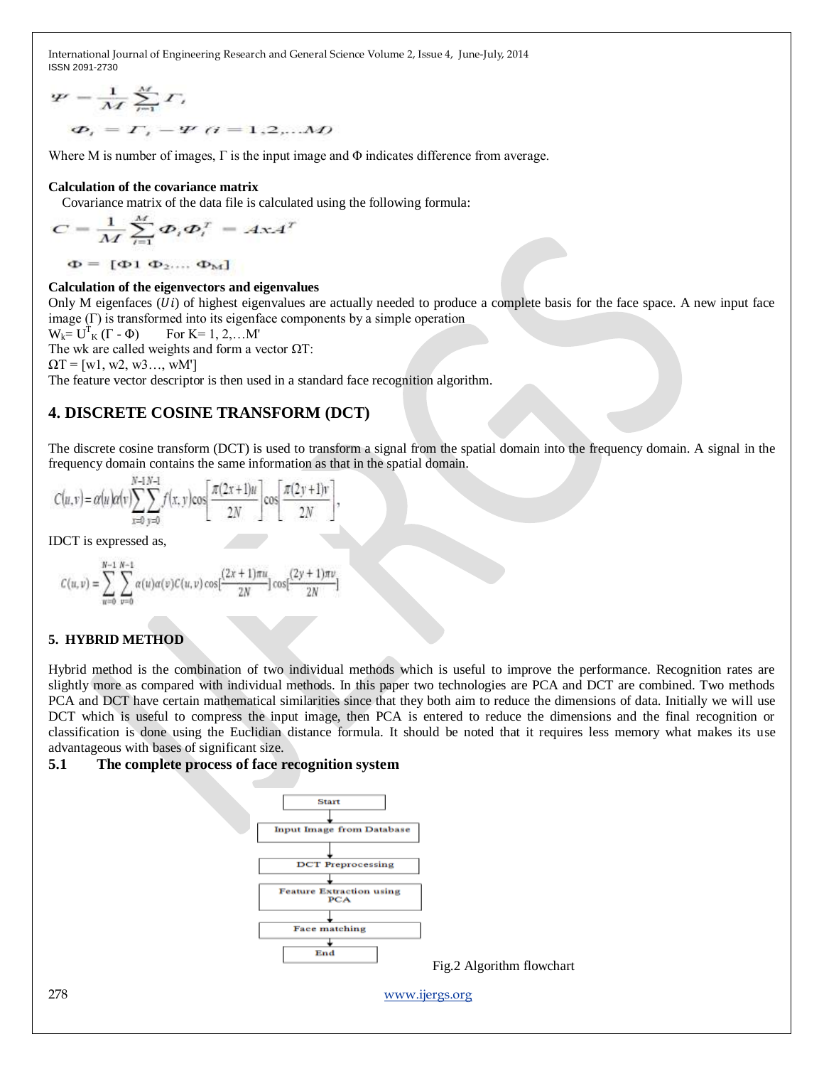$$\Psi = \frac{1}{M}\sum_{i=1}^{M}\Gamma_i$$

$$\Phi_i = \Gamma_i - \Psi \quad (i = 1,2,\ldots M)$$

Where M is number of images, Γ is the input image and Φ indicates difference from average.

**Calculation of the covariance matrix**

Covariance matrix of the data file is calculated using the following formula:

$$C = \frac{1}{M}\sum_{i=1}^{M}\Phi_i\Phi_i^T = AxA^T$$

$$\Phi = [\Phi 1 \; \Phi_2 \ldots \; \Phi_M]$$

**Calculation of the eigenvectors and eigenvalues**

Only M eigenfaces ($Ui$) of highest eigenvalues are actually needed to produce a complete basis for the face space. A new input face image (Γ) is transformed into its eigenface components by a simple operation

$W_k = U^T_K (\Gamma - \Phi)$ For K= 1, 2,…M'

The wk are called weights and form a vector ΩT:

ΩT = [w1, w2, w3…, wM']

The feature vector descriptor is then used in a standard face recognition algorithm.

## 4. DISCRETE COSINE TRANSFORM (DCT)

The discrete cosine transform (DCT) is used to transform a signal from the spatial domain into the frequency domain. A signal in the frequency domain contains the same information as that in the spatial domain.

$$C(u,v) = \alpha(u)\alpha(v)\sum_{x=0}^{N-1}\sum_{y=0}^{N-1} f(x,y)\cos\left[\frac{\pi(2x+1)u}{2N}\right]\cos\left[\frac{\pi(2y+1)v}{2N}\right],$$

IDCT is expressed as,

$$C(u,v) = \sum_{u=0}^{N-1}\sum_{v=0}^{N-1}\alpha(u)\alpha(v)C(u,v)\cos\left[\frac{(2x+1)\pi u}{2N}\right]\cos\left[\frac{(2y+1)\pi v}{2N}\right]$$

### 5. HYBRID METHOD

Hybrid method is the combination of two individual methods which is useful to improve the performance. Recognition rates are slightly more as compared with individual methods. In this paper two technologies are PCA and DCT are combined. Two methods PCA and DCT have certain mathematical similarities since that they both aim to reduce the dimensions of data. Initially we will use DCT which is useful to compress the input image, then PCA is entered to reduce the dimensions and the final recognition or classification is done using the Euclidian distance formula. It should be noted that it requires less memory what makes its use advantageous with bases of significant size.

### 5.1 The complete process of face recognition system

Start → Input Image from Database → DCT Preprocessing → Feature Extraction using PCA → Face matching → End

Fig.2 Algorithm flowchart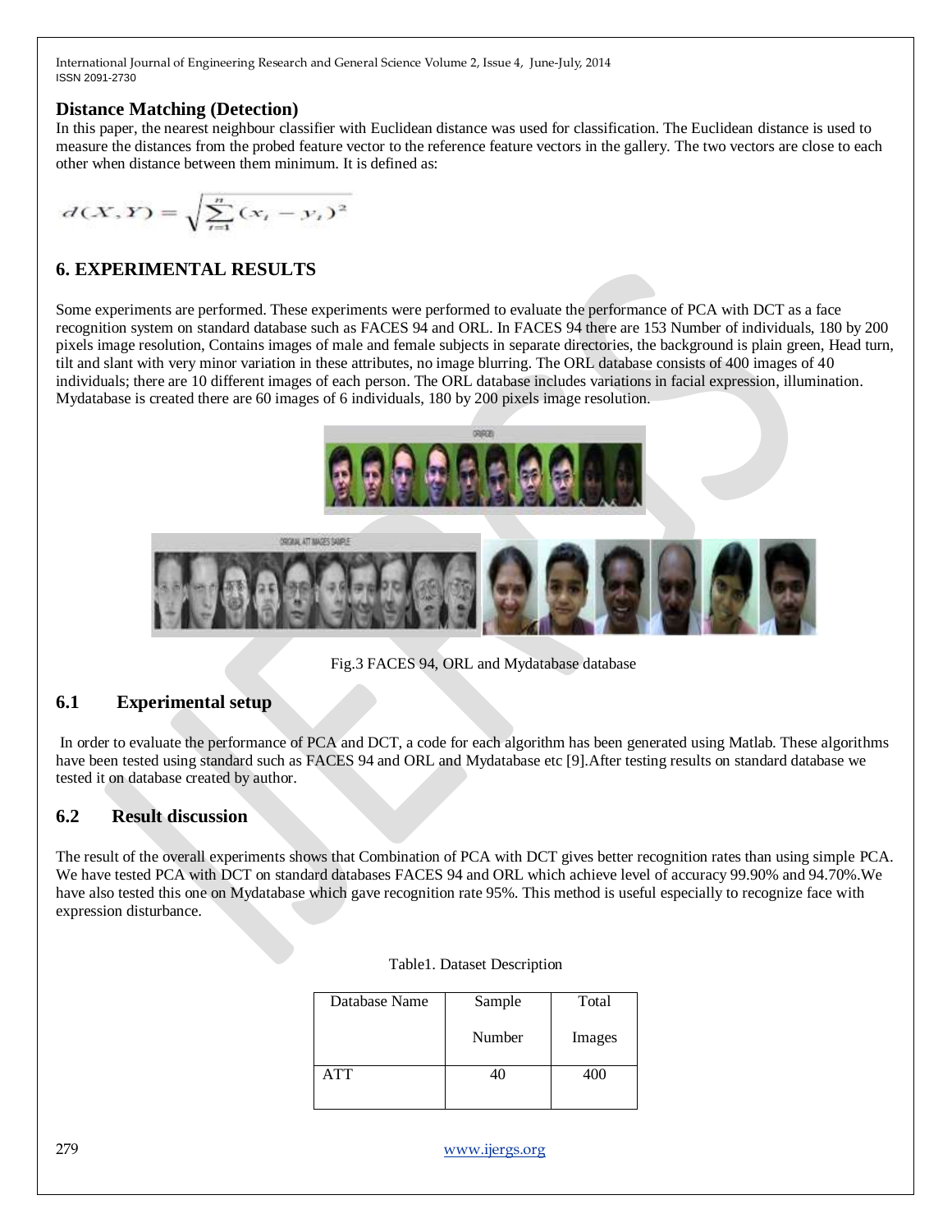## Distance Matching (Detection)

In this paper, the nearest neighbour classifier with Euclidean distance was used for classification. The Euclidean distance is used to measure the distances from the probed feature vector to the reference feature vectors in the gallery. The two vectors are close to each other when distance between them minimum. It is defined as:

$$d(X,Y) = \sqrt{\sum_{i=1}^{n} (x_i - y_i)^2}$$

## 6. EXPERIMENTAL RESULTS

Some experiments are performed. These experiments were performed to evaluate the performance of PCA with DCT as a face recognition system on standard database such as FACES 94 and ORL. In FACES 94 there are 153 Number of individuals, 180 by 200 pixels image resolution, Contains images of male and female subjects in separate directories, the background is plain green, Head turn, tilt and slant with very minor variation in these attributes, no image blurring. The ORL database consists of 400 images of 40 individuals; there are 10 different images of each person. The ORL database includes variations in facial expression, illumination. Mydatabase is created there are 60 images of 6 individuals, 180 by 200 pixels image resolution.

Fig.3 FACES 94, ORL and Mydatabase database

### 6.1 Experimental setup

In order to evaluate the performance of PCA and DCT, a code for each algorithm has been generated using Matlab. These algorithms have been tested using standard such as FACES 94 and ORL and Mydatabase etc [9].After testing results on standard database we tested it on database created by author.

### 6.2 Result discussion

The result of the overall experiments shows that Combination of PCA with DCT gives better recognition rates than using simple PCA. We have tested PCA with DCT on standard databases FACES 94 and ORL which achieve level of accuracy 99.90% and 94.70%.We have also tested this one on Mydatabase which gave recognition rate 95%. This method is useful especially to recognize face with expression disturbance.

Table1. Dataset Description

| Database Name | Sample Number | Total Images |
| --- | --- | --- |
| ATT | 40 | 400 |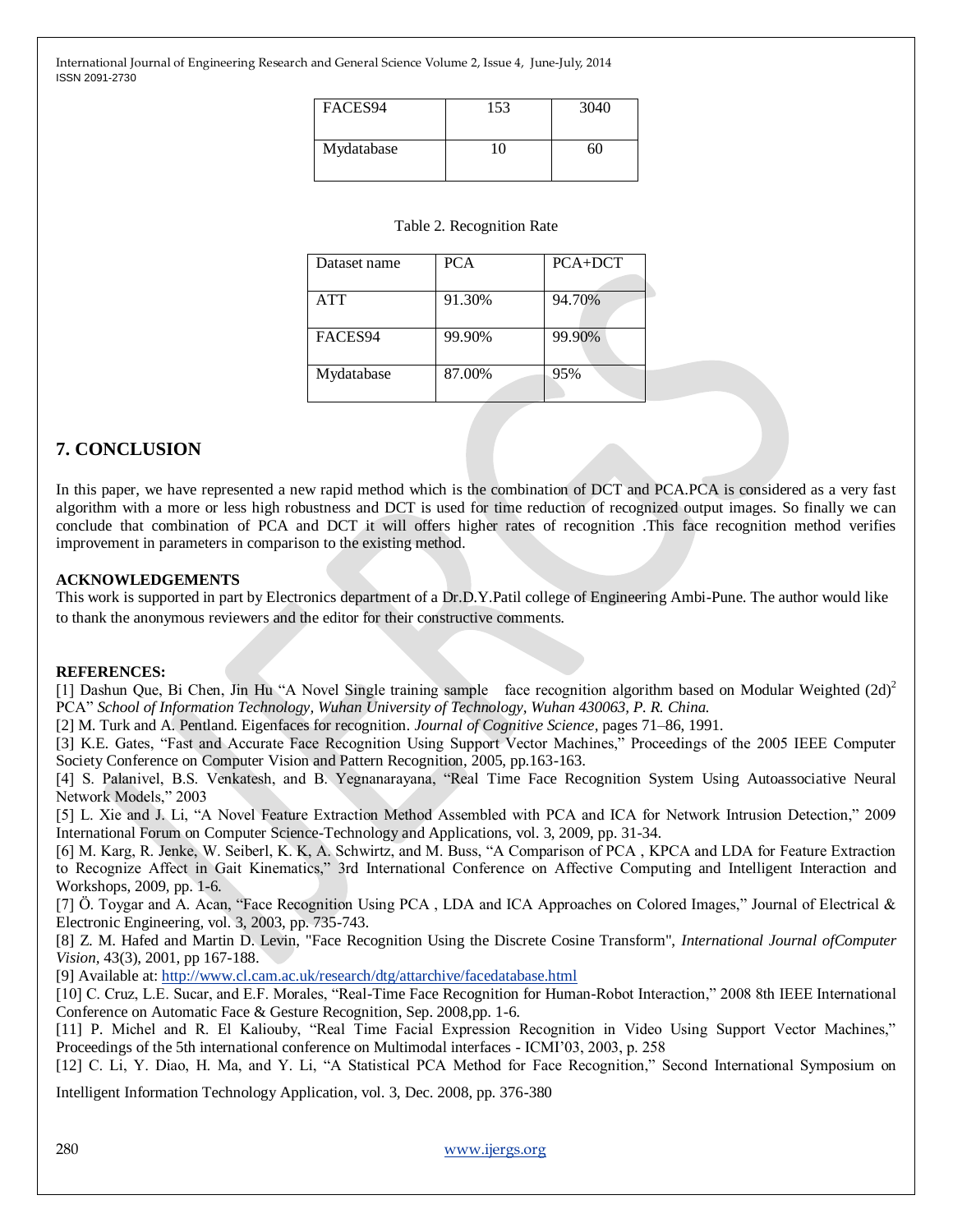| | | |
|---|---|---|
| FACES94 | 153 | 3040 |
| Mydatabase | 10 | 60 |

Table 2. Recognition Rate

| Dataset name | PCA | PCA+DCT |
|---|---|---|
| ATT | 91.30% | 94.70% |
| FACES94 | 99.90% | 99.90% |
| Mydatabase | 87.00% | 95% |

## 7. CONCLUSION

In this paper, we have represented a new rapid method which is the combination of DCT and PCA.PCA is considered as a very fast algorithm with a more or less high robustness and DCT is used for time reduction of recognized output images. So finally we can conclude that combination of PCA and DCT it will offers higher rates of recognition .This face recognition method verifies improvement in parameters in comparison to the existing method.

**ACKNOWLEDGEMENTS**

This work is supported in part by Electronics department of a Dr.D.Y.Patil college of Engineering Ambi-Pune. The author would like to thank the anonymous reviewers and the editor for their constructive comments.

**REFERENCES:**

[1] Dashun Que, Bi Chen, Jin Hu "A Novel Single training sample face recognition algorithm based on Modular Weighted $(2d)^2$ PCA" *School of Information Technology, Wuhan University of Technology, Wuhan 430063, P. R. China.*

[2] M. Turk and A. Pentland. Eigenfaces for recognition. *Journal of Cognitive Science*, pages 71–86, 1991.

[3] K.E. Gates, "Fast and Accurate Face Recognition Using Support Vector Machines," Proceedings of the 2005 IEEE Computer Society Conference on Computer Vision and Pattern Recognition, 2005, pp.163-163.

[4] S. Palanivel, B.S. Venkatesh, and B. Yegnanarayana, "Real Time Face Recognition System Using Autoassociative Neural Network Models," 2003

[5] L. Xie and J. Li, "A Novel Feature Extraction Method Assembled with PCA and ICA for Network Intrusion Detection," 2009 International Forum on Computer Science-Technology and Applications, vol. 3, 2009, pp. 31-34.

[6] M. Karg, R. Jenke, W. Seiberl, K. K, A. Schwirtz, and M. Buss, "A Comparison of PCA , KPCA and LDA for Feature Extraction to Recognize Affect in Gait Kinematics," 3rd International Conference on Affective Computing and Intelligent Interaction and Workshops, 2009, pp. 1-6.

[7] Ö. Toygar and A. Acan, "Face Recognition Using PCA , LDA and ICA Approaches on Colored Images," Journal of Electrical & Electronic Engineering, vol. 3, 2003, pp. 735-743.

[8] Z. M. Hafed and Martin D. Levin, "Face Recognition Using the Discrete Cosine Transform", *International Journal ofComputer Vision*, 43(3), 2001, pp 167-188.

[9] Available at: http://www.cl.cam.ac.uk/research/dtg/attarchive/facedatabase.html

[10] C. Cruz, L.E. Sucar, and E.F. Morales, "Real-Time Face Recognition for Human-Robot Interaction," 2008 8th IEEE International Conference on Automatic Face & Gesture Recognition, Sep. 2008,pp. 1-6.

[11] P. Michel and R. El Kaliouby, "Real Time Facial Expression Recognition in Video Using Support Vector Machines," Proceedings of the 5th international conference on Multimodal interfaces - ICMI'03, 2003, p. 258

[12] C. Li, Y. Diao, H. Ma, and Y. Li, "A Statistical PCA Method for Face Recognition," Second International Symposium on Intelligent Information Technology Application, vol. 3, Dec. 2008, pp. 376-380